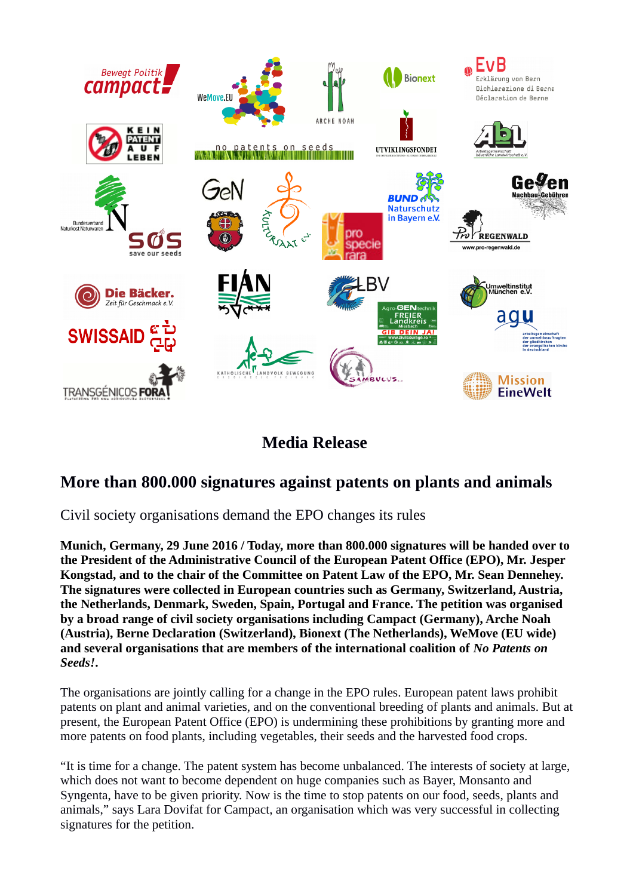# Media Release

## More than 800.000 signatures against patents on plants and animals

Civil society organisations demand the EPO changes its rules

**Munich, Germany, 29 June 2016 / Today, more than 800.000 signatures will be handed over to the President of the Administrative Council of the European Patent Office (EPO), Mr. Jesper Kongstad, and to the chair of the Committee on Patent Law of the EPO, Mr. Sean Dennehey. The signatures were collected in European countries such as Germany, Switzerland, Austria, the Netherlands, Denmark, Sweden, Spain, Portugal and France. The petition was organised by a broad range of civil society organisations including Campact (Germany), Arche Noah (Austria), Berne Declaration (Switzerland), Bionext (The Netherlands), WeMove (EU wide) and several organisations that are members of the international coalition of *No Patents on Seeds!*.**

The organisations are jointly calling for a change in the EPO rules. European patent laws prohibit patents on plant and animal varieties, and on the conventional breeding of plants and animals. But at present, the European Patent Office (EPO) is undermining these prohibitions by granting more and more patents on food plants, including vegetables, their seeds and the harvested food crops.

"It is time for a change. The patent system has become unbalanced. The interests of society at large, which does not want to become dependent on huge companies such as Bayer, Monsanto and Syngenta, have to be given priority. Now is the time to stop patents on our food, seeds, plants and animals," says Lara Dovifat for Campact, an organisation which was very successful in collecting signatures for the petition.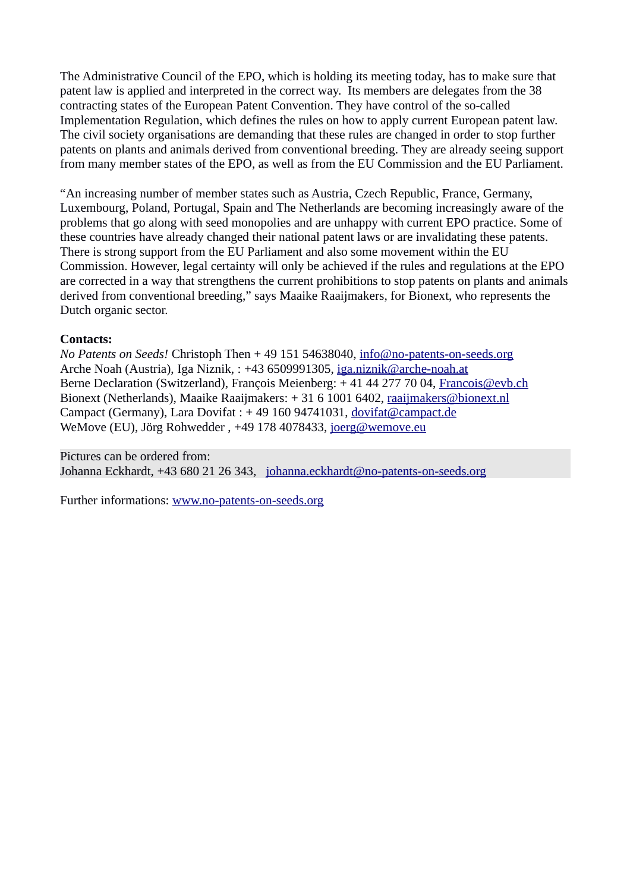The Administrative Council of the EPO, which is holding its meeting today, has to make sure that patent law is applied and interpreted in the correct way. Its members are delegates from the 38 contracting states of the European Patent Convention. They have control of the so-called Implementation Regulation, which defines the rules on how to apply current European patent law. The civil society organisations are demanding that these rules are changed in order to stop further patents on plants and animals derived from conventional breeding. They are already seeing support from many member states of the EPO, as well as from the EU Commission and the EU Parliament.

"An increasing number of member states such as Austria, Czech Republic, France, Germany, Luxembourg, Poland, Portugal, Spain and The Netherlands are becoming increasingly aware of the problems that go along with seed monopolies and are unhappy with current EPO practice. Some of these countries have already changed their national patent laws or are invalidating these patents. There is strong support from the EU Parliament and also some movement within the EU Commission. However, legal certainty will only be achieved if the rules and regulations at the EPO are corrected in a way that strengthens the current prohibitions to stop patents on plants and animals derived from conventional breeding," says Maaike Raaijmakers, for Bionext, who represents the Dutch organic sector.

**Contacts:**
*No Patents on Seeds!* Christoph Then + 49 151 54638040, info@no-patents-on-seeds.org
Arche Noah (Austria), Iga Niznik, : +43 6509991305, iga.niznik@arche-noah.at
Berne Declaration (Switzerland), François Meienberg: + 41 44 277 70 04, Francois@evb.ch
Bionext (Netherlands), Maaike Raaijmakers: + 31 6 1001 6402, raaijmakers@bionext.nl
Campact (Germany), Lara Dovifat : + 49 160 94741031, dovifat@campact.de
WeMove (EU), Jörg Rohwedder , +49 178 4078433, joerg@wemove.eu

Pictures can be ordered from:
Johanna Eckhardt, +43 680 21 26 343, johanna.eckhardt@no-patents-on-seeds.org

Further informations: www.no-patents-on-seeds.org